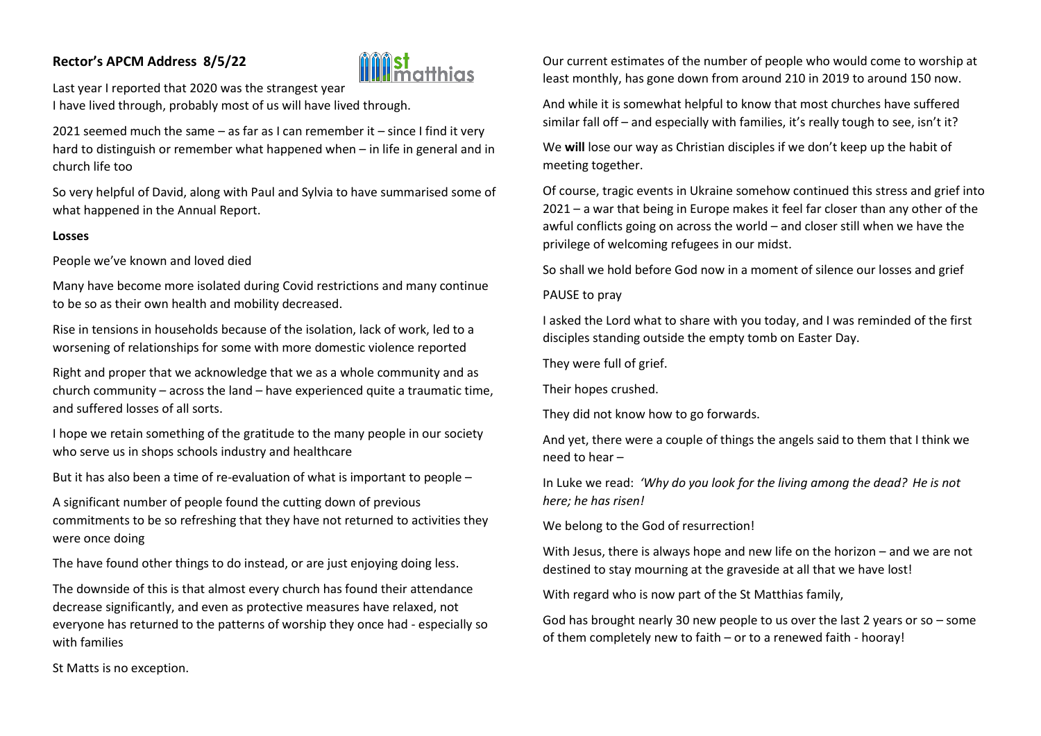**Rector's APCM Address 8/5/22**

Last year I reported that 2020 was the strangest year I have lived through, probably most of us will have lived through.

2021 seemed much the same – as far as I can remember it – since I find it very hard to distinguish or remember what happened when – in life in general and in church life too

So very helpful of David, along with Paul and Sylvia to have summarised some of what happened in the Annual Report.

**Losses**

People we've known and loved died

Many have become more isolated during Covid restrictions and many continue to be so as their own health and mobility decreased.

Rise in tensions in households because of the isolation, lack of work, led to a worsening of relationships for some with more domestic violence reported

Right and proper that we acknowledge that we as a whole community and as church community – across the land – have experienced quite a traumatic time, and suffered losses of all sorts.

I hope we retain something of the gratitude to the many people in our society who serve us in shops schools industry and healthcare

But it has also been a time of re-evaluation of what is important to people –

A significant number of people found the cutting down of previous commitments to be so refreshing that they have not returned to activities they were once doing

The have found other things to do instead, or are just enjoying doing less.

The downside of this is that almost every church has found their attendance decrease significantly, and even as protective measures have relaxed, not everyone has returned to the patterns of worship they once had - especially so with families

St Matts is no exception.

Our current estimates of the number of people who would come to worship at least monthly, has gone down from around 210 in 2019 to around 150 now.

And while it is somewhat helpful to know that most churches have suffered similar fall off – and especially with families, it's really tough to see, isn't it?

We **will** lose our way as Christian disciples if we don't keep up the habit of meeting together.

Of course, tragic events in Ukraine somehow continued this stress and grief into 2021 – a war that being in Europe makes it feel far closer than any other of the awful conflicts going on across the world – and closer still when we have the privilege of welcoming refugees in our midst.

So shall we hold before God now in a moment of silence our losses and grief

PAUSE to pray

I asked the Lord what to share with you today, and I was reminded of the first disciples standing outside the empty tomb on Easter Day.

They were full of grief.

Their hopes crushed.

They did not know how to go forwards.

And yet, there were a couple of things the angels said to them that I think we need to hear –

In Luke we read: *'Why do you look for the living among the dead? He is not here; he has risen!*

We belong to the God of resurrection!

With Jesus, there is always hope and new life on the horizon – and we are not destined to stay mourning at the graveside at all that we have lost!

With regard who is now part of the St Matthias family,

God has brought nearly 30 new people to us over the last 2 years or so – some of them completely new to faith – or to a renewed faith - hooray!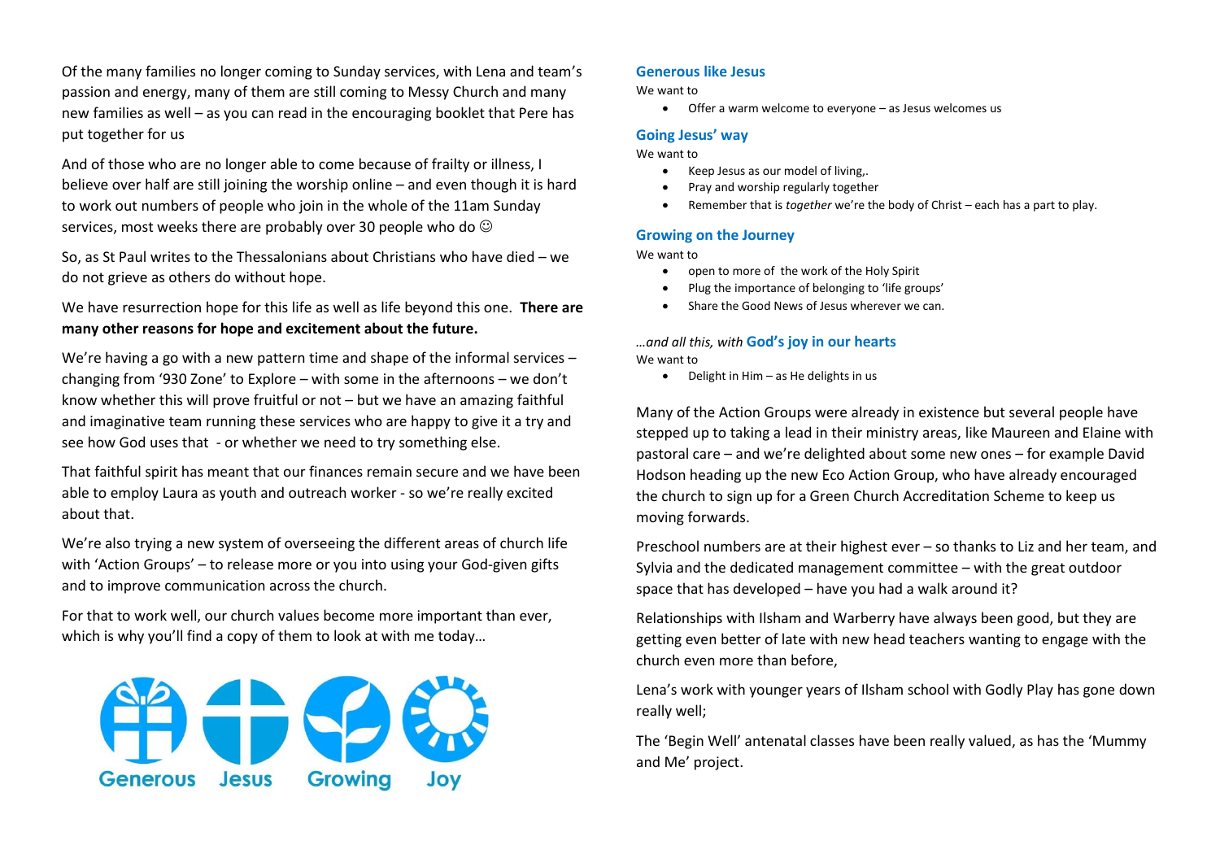Of the many families no longer coming to Sunday services, with Lena and team's passion and energy, many of them are still coming to Messy Church and many new families as well – as you can read in the encouraging booklet that Pere has put together for us

And of those who are no longer able to come because of frailty or illness, I believe over half are still joining the worship online – and even though it is hard to work out numbers of people who join in the whole of the 11am Sunday services, most weeks there are probably over 30 people who do ☺

So, as St Paul writes to the Thessalonians about Christians who have died – we do not grieve as others do without hope.

We have resurrection hope for this life as well as life beyond this one. **There are many other reasons for hope and excitement about the future.**

We're having a go with a new pattern time and shape of the informal services – changing from '930 Zone' to Explore – with some in the afternoons – we don't know whether this will prove fruitful or not – but we have an amazing faithful and imaginative team running these services who are happy to give it a try and see how God uses that - or whether we need to try something else.

That faithful spirit has meant that our finances remain secure and we have been able to employ Laura as youth and outreach worker - so we're really excited about that.

We're also trying a new system of overseeing the different areas of church life with 'Action Groups' – to release more or you into using your God-given gifts and to improve communication across the church.

For that to work well, our church values become more important than ever, which is why you'll find a copy of them to look at with me today…

Generous Jesus Growing Joy

### Generous like Jesus

We want to

- Offer a warm welcome to everyone – as Jesus welcomes us

### Going Jesus' way

We want to

- Keep Jesus as our model of living,.
- Pray and worship regularly together
- Remember that is *together* we're the body of Christ – each has a part to play.

### Growing on the Journey

We want to

- open to more of the work of the Holy Spirit
- Plug the importance of belonging to 'life groups'
- Share the Good News of Jesus wherever we can.

### *…and all this, with* God's joy in our hearts

We want to

- Delight in Him – as He delights in us

Many of the Action Groups were already in existence but several people have stepped up to taking a lead in their ministry areas, like Maureen and Elaine with pastoral care – and we're delighted about some new ones – for example David Hodson heading up the new Eco Action Group, who have already encouraged the church to sign up for a Green Church Accreditation Scheme to keep us moving forwards.

Preschool numbers are at their highest ever – so thanks to Liz and her team, and Sylvia and the dedicated management committee – with the great outdoor space that has developed – have you had a walk around it?

Relationships with Ilsham and Warberry have always been good, but they are getting even better of late with new head teachers wanting to engage with the church even more than before,

Lena's work with younger years of Ilsham school with Godly Play has gone down really well;

The 'Begin Well' antenatal classes have been really valued, as has the 'Mummy and Me' project.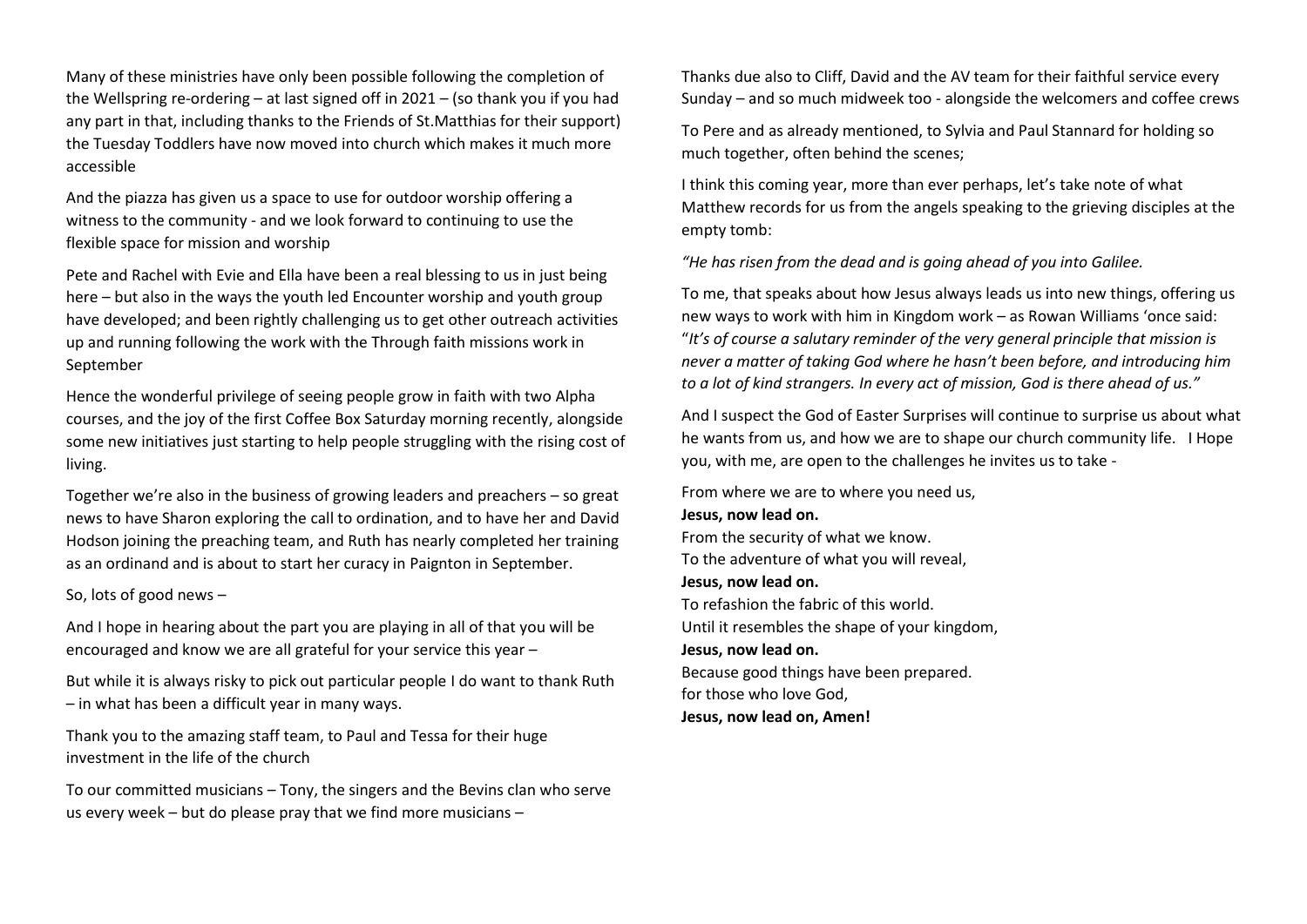Many of these ministries have only been possible following the completion of the Wellspring re-ordering – at last signed off in 2021 – (so thank you if you had any part in that, including thanks to the Friends of St.Matthias for their support) the Tuesday Toddlers have now moved into church which makes it much more accessible

And the piazza has given us a space to use for outdoor worship offering a witness to the community - and we look forward to continuing to use the flexible space for mission and worship

Pete and Rachel with Evie and Ella have been a real blessing to us in just being here – but also in the ways the youth led Encounter worship and youth group have developed; and been rightly challenging us to get other outreach activities up and running following the work with the Through faith missions work in September

Hence the wonderful privilege of seeing people grow in faith with two Alpha courses, and the joy of the first Coffee Box Saturday morning recently, alongside some new initiatives just starting to help people struggling with the rising cost of living.

Together we're also in the business of growing leaders and preachers – so great news to have Sharon exploring the call to ordination, and to have her and David Hodson joining the preaching team, and Ruth has nearly completed her training as an ordinand and is about to start her curacy in Paignton in September.

So, lots of good news –

And I hope in hearing about the part you are playing in all of that you will be encouraged and know we are all grateful for your service this year –

But while it is always risky to pick out particular people I do want to thank Ruth – in what has been a difficult year in many ways.

Thank you to the amazing staff team, to Paul and Tessa for their huge investment in the life of the church

To our committed musicians – Tony, the singers and the Bevins clan who serve us every week – but do please pray that we find more musicians –

Thanks due also to Cliff, David and the AV team for their faithful service every Sunday – and so much midweek too - alongside the welcomers and coffee crews

To Pere and as already mentioned, to Sylvia and Paul Stannard for holding so much together, often behind the scenes;

I think this coming year, more than ever perhaps, let's take note of what Matthew records for us from the angels speaking to the grieving disciples at the empty tomb:

*"He has risen from the dead and is going ahead of you into Galilee.*

To me, that speaks about how Jesus always leads us into new things, offering us new ways to work with him in Kingdom work – as Rowan Williams 'once said: "*It's of course a salutary reminder of the very general principle that mission is never a matter of taking God where he hasn't been before, and introducing him to a lot of kind strangers. In every act of mission, God is there ahead of us."*

And I suspect the God of Easter Surprises will continue to surprise us about what he wants from us, and how we are to shape our church community life. I Hope you, with me, are open to the challenges he invites us to take -

From where we are to where you need us,
**Jesus, now lead on.**
From the security of what we know.
To the adventure of what you will reveal,
**Jesus, now lead on.**
To refashion the fabric of this world.
Until it resembles the shape of your kingdom,
**Jesus, now lead on.**
Because good things have been prepared.
for those who love God,
**Jesus, now lead on, Amen!**